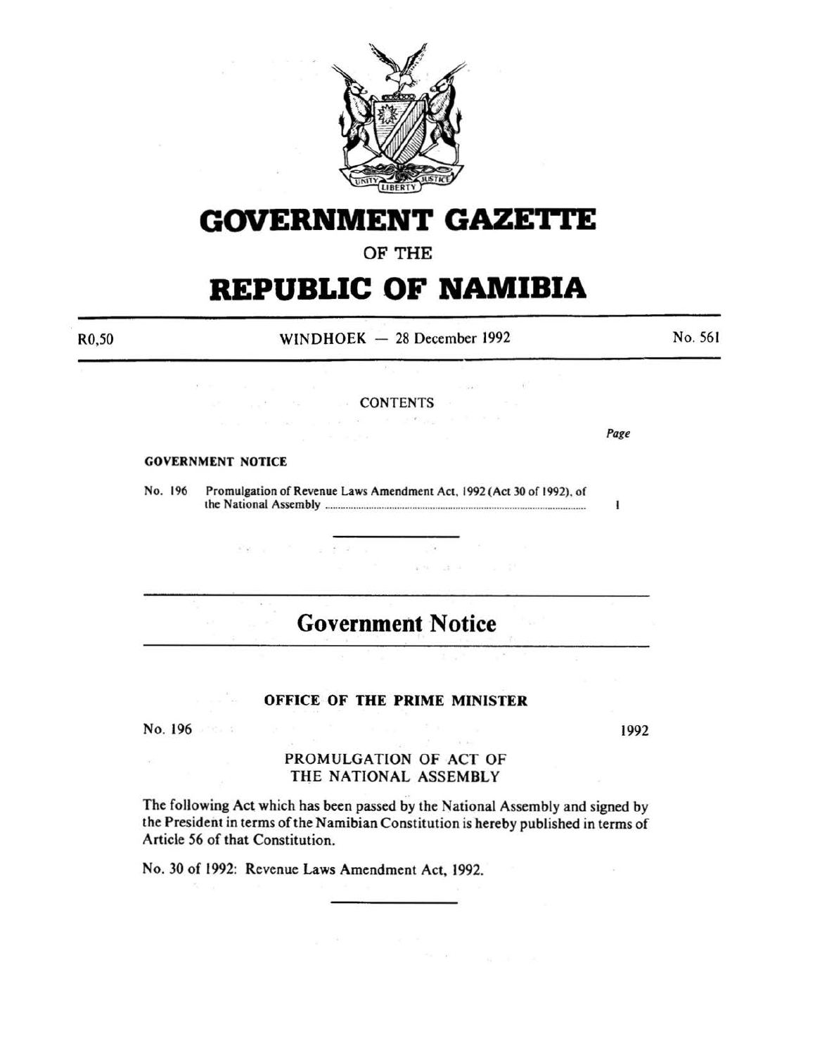# GOVERNMENT GAZETTE

OF THE

# REPUBLIC OF NAMIBIA

R0,50 WINDHOEK — 28 December 1992 No. 561

CONTENTS

*Page*

**GOVERNMENT NOTICE**

No. 196 Promulgation of Revenue Laws Amendment Act, 1992 (Act 30 of 1992), of the National Assembly ........................................................................................ 1

---

## Government Notice

---

### OFFICE OF THE PRIME MINISTER

No. 196 1992

PROMULGATION OF ACT OF THE NATIONAL ASSEMBLY

The following Act which has been passed by the National Assembly and signed by the President in terms of the Namibian Constitution is hereby published in terms of Article 56 of that Constitution.

No. 30 of 1992: Revenue Laws Amendment Act, 1992.

---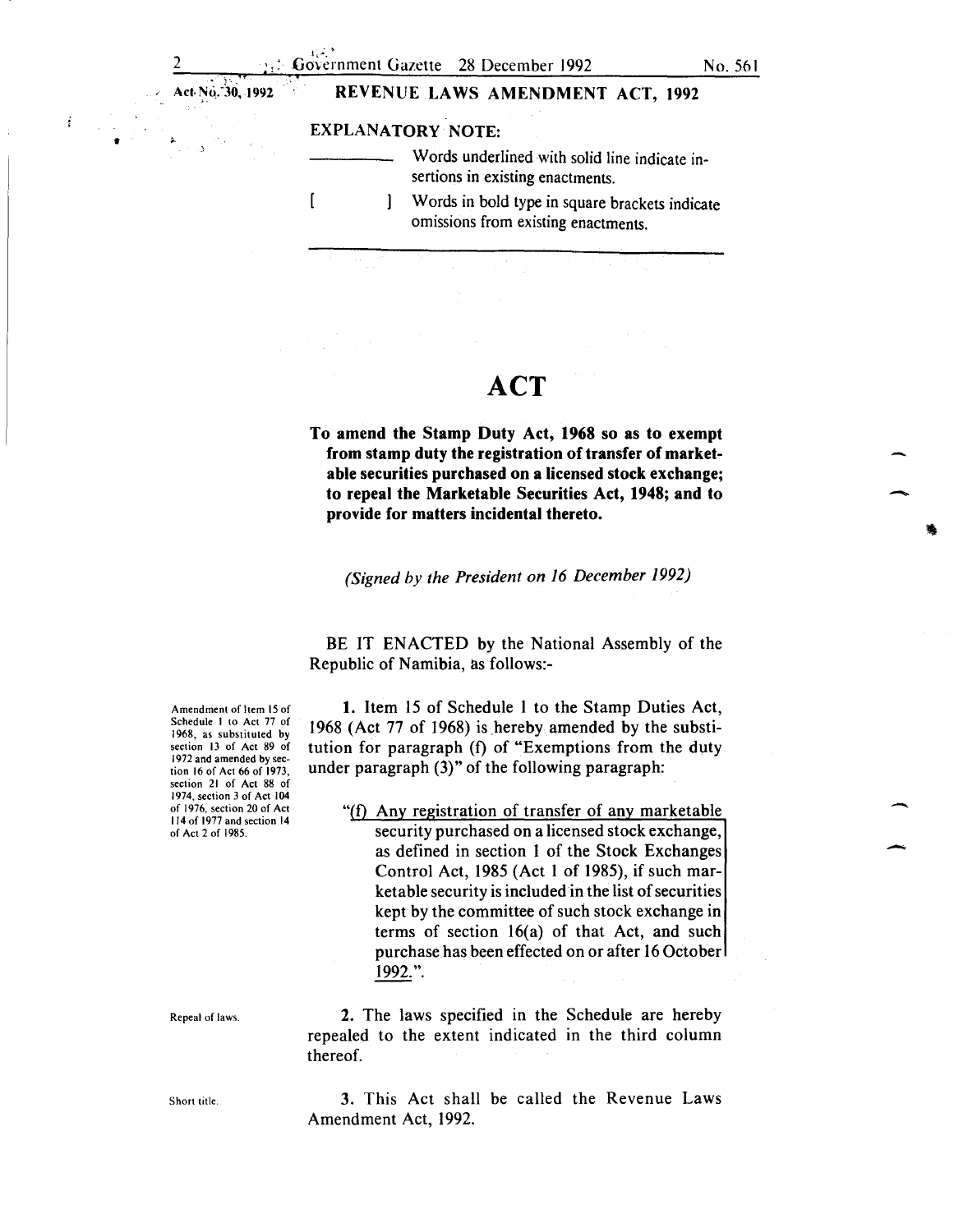Act No. 30, 1992

## REVENUE LAWS AMENDMENT ACT, 1992

**EXPLANATORY NOTE:**

\_\_\_\_\_\_\_\_\_\_ Words underlined with solid line indicate insertions in existing enactments.

[ ] Words in bold type in square brackets indicate omissions from existing enactments.

# ACT

**To amend the Stamp Duty Act, 1968 so as to exempt from stamp duty the registration of transfer of marketable securities purchased on a licensed stock exchange; to repeal the Marketable Securities Act, 1948; and to provide for matters incidental thereto.**

*(Signed by the President on 16 December 1992)*

BE IT ENACTED by the National Assembly of the Republic of Namibia, as follows:-

*Amendment of Item 15 of Schedule 1 to Act 77 of 1968, as substituted by section 13 of Act 89 of 1972 and amended by section 16 of Act 66 of 1973, section 21 of Act 88 of 1974, section 3 of Act 104 of 1976, section 20 of Act 114 of 1977 and section 14 of Act 2 of 1985.*

**1.** Item 15 of Schedule 1 to the Stamp Duties Act, 1968 (Act 77 of 1968) is hereby amended by the substitution for paragraph (f) of "Exemptions from the duty under paragraph (3)" of the following paragraph:

> "(f) Any registration of transfer of any marketable security purchased on a licensed stock exchange, as defined in section 1 of the Stock Exchanges Control Act, 1985 (Act 1 of 1985), if such marketable security is included in the list of securities kept by the committee of such stock exchange in terms of section 16(a) of that Act, and such purchase has been effected on or after 16 October 1992.".

*Repeal of laws.*

**2.** The laws specified in the Schedule are hereby repealed to the extent indicated in the third column thereof.

*Short title.*

**3.** This Act shall be called the Revenue Laws Amendment Act, 1992.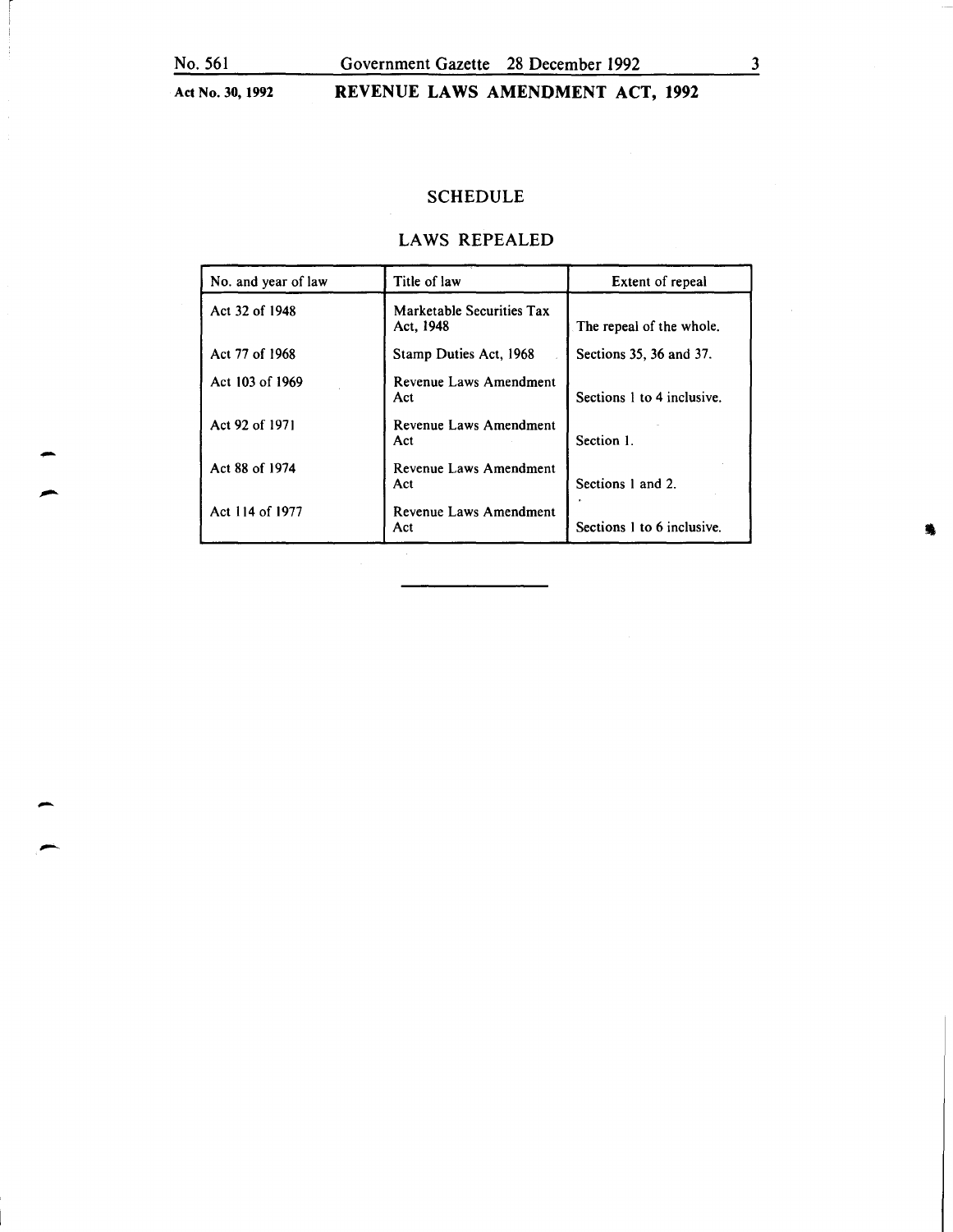## SCHEDULE

## LAWS REPEALED

| No. and year of law | Title of law | Extent of repeal |
|---|---|---|
| Act 32 of 1948 | Marketable Securities Tax Act, 1948 | The repeal of the whole. |
| Act 77 of 1968 | Stamp Duties Act, 1968 | Sections 35, 36 and 37. |
| Act 103 of 1969 | Revenue Laws Amendment Act | Sections 1 to 4 inclusive. |
| Act 92 of 1971 | Revenue Laws Amendment Act | Section 1. |
| Act 88 of 1974 | Revenue Laws Amendment Act | Sections 1 and 2. |
| Act 114 of 1977 | Revenue Laws Amendment Act | Sections 1 to 6 inclusive. |